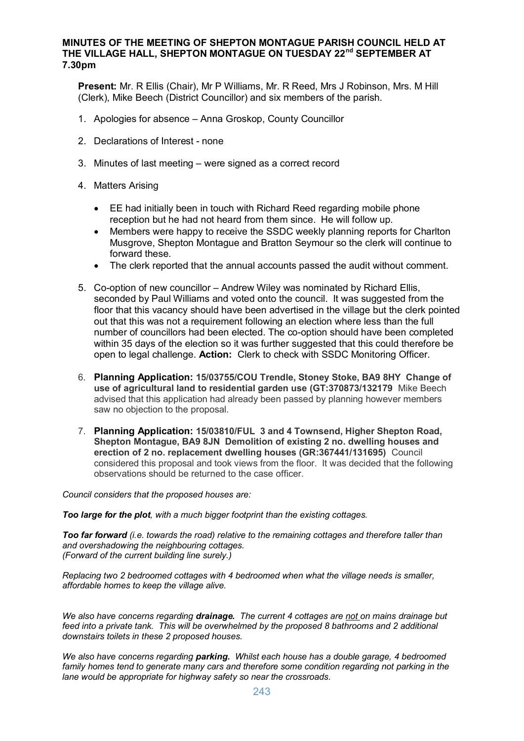**MINUTES OF THE MEETING OF SHEPTON MONTAGUE PARISH COUNCIL HELD AT THE VILLAGE HALL, SHEPTON MONTAGUE ON TUESDAY 22nd SEPTEMBER AT 7.30pm**

**Present:** Mr. R Ellis (Chair), Mr P Williams, Mr. R Reed, Mrs J Robinson, Mrs. M Hill (Clerk), Mike Beech (District Councillor) and six members of the parish.

1. Apologies for absence – Anna Groskop, County Councillor
2. Declarations of Interest - none
3. Minutes of last meeting – were signed as a correct record
4. Matters Arising
   - EE had initially been in touch with Richard Reed regarding mobile phone reception but he had not heard from them since. He will follow up.
   - Members were happy to receive the SSDC weekly planning reports for Charlton Musgrove, Shepton Montague and Bratton Seymour so the clerk will continue to forward these.
   - The clerk reported that the annual accounts passed the audit without comment.
5. Co-option of new councillor – Andrew Wiley was nominated by Richard Ellis, seconded by Paul Williams and voted onto the council. It was suggested from the floor that this vacancy should have been advertised in the village but the clerk pointed out that this was not a requirement following an election where less than the full number of councillors had been elected. The co-option should have been completed within 35 days of the election so it was further suggested that this could therefore be open to legal challenge. **Action:** Clerk to check with SSDC Monitoring Officer.
6. **Planning Application: 15/03755/COU Trendle, Stoney Stoke, BA9 8HY Change of use of agricultural land to residential garden use (GT:370873/132179** Mike Beech advised that this application had already been passed by planning however members saw no objection to the proposal.
7. **Planning Application: 15/03810/FUL 3 and 4 Townsend, Higher Shepton Road, Shepton Montague, BA9 8JN Demolition of existing 2 no. dwelling houses and erection of 2 no. replacement dwelling houses (GR:367441/131695)** Council considered this proposal and took views from the floor. It was decided that the following observations should be returned to the case officer.

*Council considers that the proposed houses are:*

***Too large for the plot**, with a much bigger footprint than the existing cottages.*

***Too far forward** (i.e. towards the road) relative to the remaining cottages and therefore taller than and overshadowing the neighbouring cottages. (Forward of the current building line surely.)*

*Replacing two 2 bedroomed cottages with 4 bedroomed when what the village needs is smaller, affordable homes to keep the village alive.*

*We also have concerns regarding **drainage.** The current 4 cottages are not on mains drainage but feed into a private tank. This will be overwhelmed by the proposed 8 bathrooms and 2 additional downstairs toilets in these 2 proposed houses.*

*We also have concerns regarding **parking.** Whilst each house has a double garage, 4 bedroomed family homes tend to generate many cars and therefore some condition regarding not parking in the lane would be appropriate for highway safety so near the crossroads.*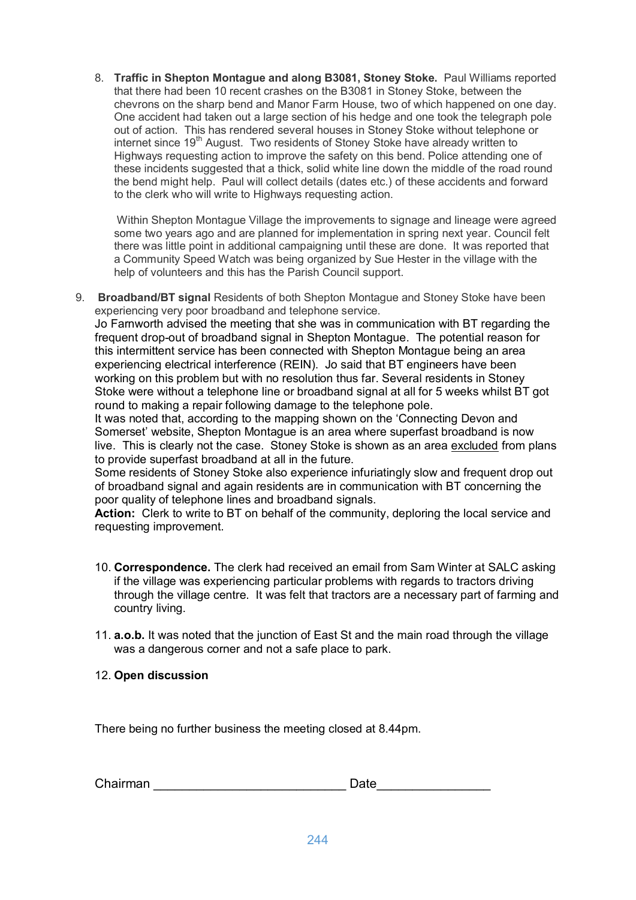8. **Traffic in Shepton Montague and along B3081, Stoney Stoke.** Paul Williams reported that there had been 10 recent crashes on the B3081 in Stoney Stoke, between the chevrons on the sharp bend and Manor Farm House, two of which happened on one day. One accident had taken out a large section of his hedge and one took the telegraph pole out of action. This has rendered several houses in Stoney Stoke without telephone or internet since 19th August. Two residents of Stoney Stoke have already written to Highways requesting action to improve the safety on this bend. Police attending one of these incidents suggested that a thick, solid white line down the middle of the road round the bend might help. Paul will collect details (dates etc.) of these accidents and forward to the clerk who will write to Highways requesting action.

   Within Shepton Montague Village the improvements to signage and lineage were agreed some two years ago and are planned for implementation in spring next year. Council felt there was little point in additional campaigning until these are done. It was reported that a Community Speed Watch was being organized by Sue Hester in the village with the help of volunteers and this has the Parish Council support.

9. **Broadband/BT signal** Residents of both Shepton Montague and Stoney Stoke have been experiencing very poor broadband and telephone service.
   Jo Farnworth advised the meeting that she was in communication with BT regarding the frequent drop-out of broadband signal in Shepton Montague. The potential reason for this intermittent service has been connected with Shepton Montague being an area experiencing electrical interference (REIN). Jo said that BT engineers have been working on this problem but with no resolution thus far. Several residents in Stoney Stoke were without a telephone line or broadband signal at all for 5 weeks whilst BT got round to making a repair following damage to the telephone pole.
   It was noted that, according to the mapping shown on the 'Connecting Devon and Somerset' website, Shepton Montague is an area where superfast broadband is now live. This is clearly not the case. Stoney Stoke is shown as an area <u>excluded</u> from plans to provide superfast broadband at all in the future.
   Some residents of Stoney Stoke also experience infuriatingly slow and frequent drop out of broadband signal and again residents are in communication with BT concerning the poor quality of telephone lines and broadband signals.
   **Action:** Clerk to write to BT on behalf of the community, deploring the local service and requesting improvement.

10. **Correspondence.** The clerk had received an email from Sam Winter at SALC asking if the village was experiencing particular problems with regards to tractors driving through the village centre. It was felt that tractors are a necessary part of farming and country living.

11. **a.o.b.** It was noted that the junction of East St and the main road through the village was a dangerous corner and not a safe place to park.

12. **Open discussion**

There being no further business the meeting closed at 8.44pm.

Chairman ____________________________ Date________________